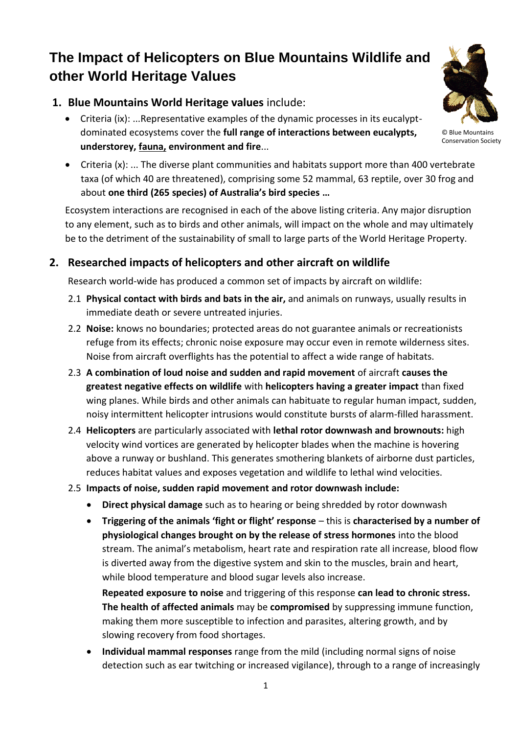# The Impact of Helicopters on Blue Mountains Wildlife and other World Heritage Values

© Blue Mountains Conservation Society

## 1. Blue Mountains World Heritage values include:

- Criteria (ix): ...Representative examples of the dynamic processes in its eucalypt-dominated ecosystems cover the **full range of interactions between eucalypts, understorey, fauna, environment and fire**...
- Criteria (x): ... The diverse plant communities and habitats support more than 400 vertebrate taxa (of which 40 are threatened), comprising some 52 mammal, 63 reptile, over 30 frog and about **one third (265 species) of Australia's bird species …**

Ecosystem interactions are recognised in each of the above listing criteria. Any major disruption to any element, such as to birds and other animals, will impact on the whole and may ultimately be to the detriment of the sustainability of small to large parts of the World Heritage Property.

## 2. Researched impacts of helicopters and other aircraft on wildlife

Research world-wide has produced a common set of impacts by aircraft on wildlife:

2.1 **Physical contact with birds and bats in the air,** and animals on runways, usually results in immediate death or severe untreated injuries.

2.2 **Noise:** knows no boundaries; protected areas do not guarantee animals or recreationists refuge from its effects; chronic noise exposure may occur even in remote wilderness sites. Noise from aircraft overflights has the potential to affect a wide range of habitats.

2.3 **A combination of loud noise and sudden and rapid movement** of aircraft **causes the greatest negative effects on wildlife** with **helicopters having a greater impact** than fixed wing planes. While birds and other animals can habituate to regular human impact, sudden, noisy intermittent helicopter intrusions would constitute bursts of alarm-filled harassment.

2.4 **Helicopters** are particularly associated with **lethal rotor downwash and brownouts:** high velocity wind vortices are generated by helicopter blades when the machine is hovering above a runway or bushland. This generates smothering blankets of airborne dust particles, reduces habitat values and exposes vegetation and wildlife to lethal wind velocities.

2.5 **Impacts of noise, sudden rapid movement and rotor downwash include:**

- **Direct physical damage** such as to hearing or being shredded by rotor downwash
- **Triggering of the animals 'fight or flight' response** – this is **characterised by a number of physiological changes brought on by the release of stress hormones** into the blood stream. The animal's metabolism, heart rate and respiration rate all increase, blood flow is diverted away from the digestive system and skin to the muscles, brain and heart, while blood temperature and blood sugar levels also increase.

  **Repeated exposure to noise** and triggering of this response **can lead to chronic stress. The health of affected animals** may be **compromised** by suppressing immune function, making them more susceptible to infection and parasites, altering growth, and by slowing recovery from food shortages.
- **Individual mammal responses** range from the mild (including normal signs of noise detection such as ear twitching or increased vigilance), through to a range of increasingly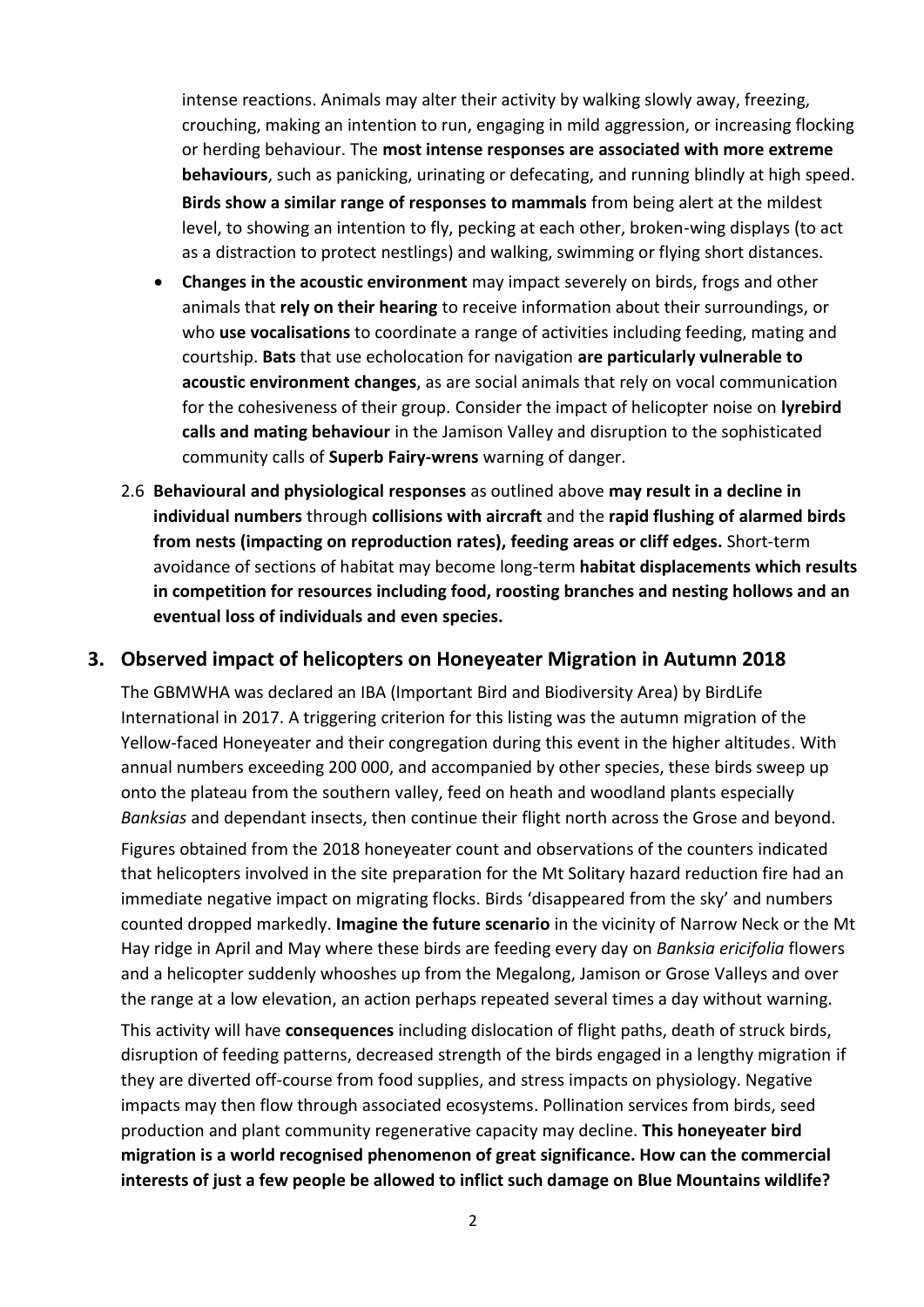intense reactions. Animals may alter their activity by walking slowly away, freezing, crouching, making an intention to run, engaging in mild aggression, or increasing flocking or herding behaviour. The **most intense responses are associated with more extreme behaviours**, such as panicking, urinating or defecating, and running blindly at high speed. **Birds show a similar range of responses to mammals** from being alert at the mildest level, to showing an intention to fly, pecking at each other, broken-wing displays (to act as a distraction to protect nestlings) and walking, swimming or flying short distances.

- **Changes in the acoustic environment** may impact severely on birds, frogs and other animals that **rely on their hearing** to receive information about their surroundings, or who **use vocalisations** to coordinate a range of activities including feeding, mating and courtship. **Bats** that use echolocation for navigation **are particularly vulnerable to acoustic environment changes**, as are social animals that rely on vocal communication for the cohesiveness of their group. Consider the impact of helicopter noise on **lyrebird calls and mating behaviour** in the Jamison Valley and disruption to the sophisticated community calls of **Superb Fairy-wrens** warning of danger.

2.6 **Behavioural and physiological responses** as outlined above **may result in a decline in individual numbers** through **collisions with aircraft** and the **rapid flushing of alarmed birds from nests (impacting on reproduction rates), feeding areas or cliff edges.** Short-term avoidance of sections of habitat may become long-term **habitat displacements which results in competition for resources including food, roosting branches and nesting hollows and an eventual loss of individuals and even species.**

## 3. Observed impact of helicopters on Honeyeater Migration in Autumn 2018

The GBMWHA was declared an IBA (Important Bird and Biodiversity Area) by BirdLife International in 2017. A triggering criterion for this listing was the autumn migration of the Yellow-faced Honeyeater and their congregation during this event in the higher altitudes. With annual numbers exceeding 200 000, and accompanied by other species, these birds sweep up onto the plateau from the southern valley, feed on heath and woodland plants especially *Banksias* and dependant insects, then continue their flight north across the Grose and beyond.

Figures obtained from the 2018 honeyeater count and observations of the counters indicated that helicopters involved in the site preparation for the Mt Solitary hazard reduction fire had an immediate negative impact on migrating flocks. Birds 'disappeared from the sky' and numbers counted dropped markedly. **Imagine the future scenario** in the vicinity of Narrow Neck or the Mt Hay ridge in April and May where these birds are feeding every day on *Banksia ericifolia* flowers and a helicopter suddenly whooshes up from the Megalong, Jamison or Grose Valleys and over the range at a low elevation, an action perhaps repeated several times a day without warning.

This activity will have **consequences** including dislocation of flight paths, death of struck birds, disruption of feeding patterns, decreased strength of the birds engaged in a lengthy migration if they are diverted off-course from food supplies, and stress impacts on physiology. Negative impacts may then flow through associated ecosystems. Pollination services from birds, seed production and plant community regenerative capacity may decline. **This honeyeater bird migration is a world recognised phenomenon of great significance. How can the commercial interests of just a few people be allowed to inflict such damage on Blue Mountains wildlife?**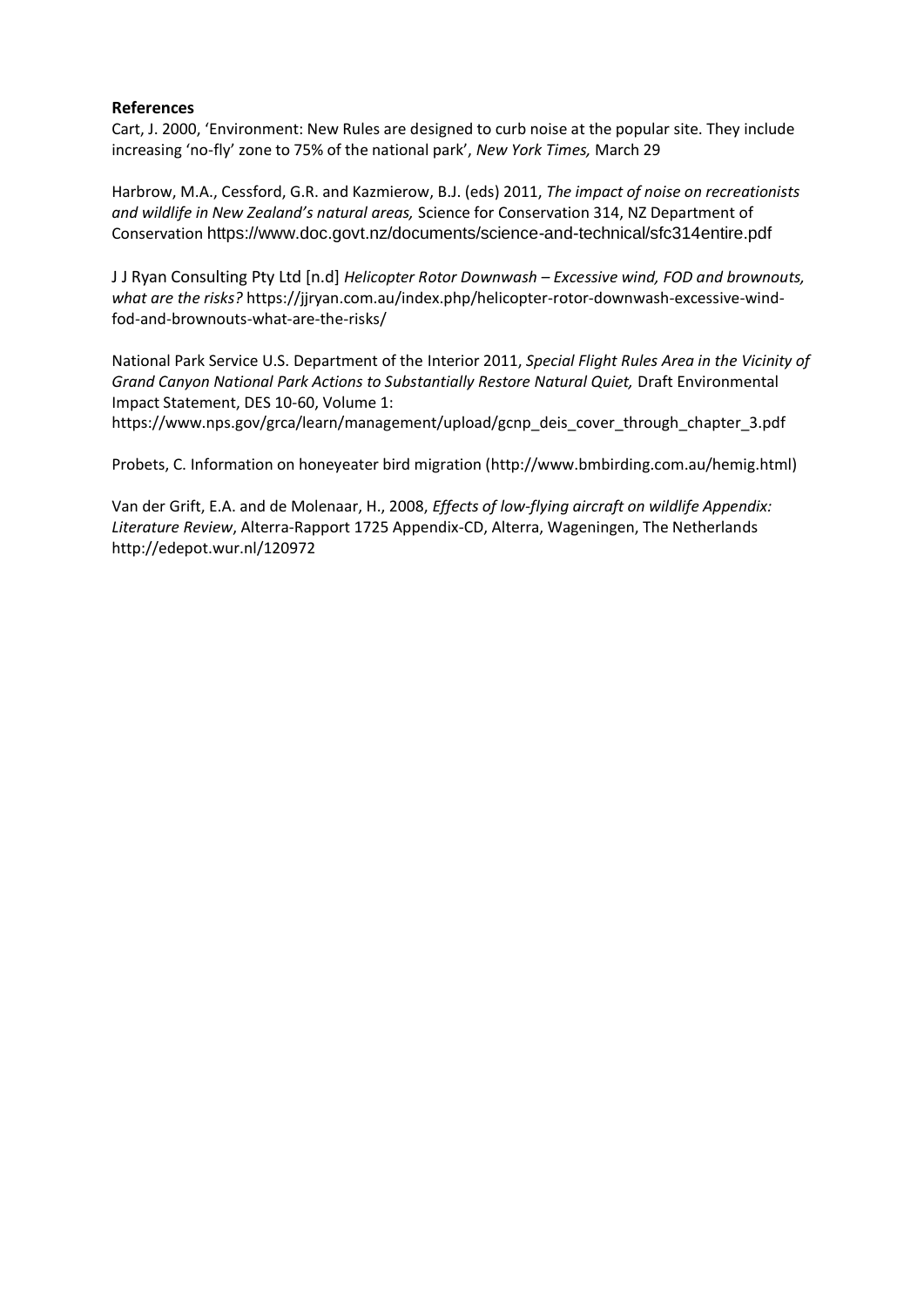**References**

Cart, J. 2000, 'Environment: New Rules are designed to curb noise at the popular site. They include increasing 'no-fly' zone to 75% of the national park', *New York Times,* March 29

Harbrow, M.A., Cessford, G.R. and Kazmierow, B.J. (eds) 2011, *The impact of noise on recreationists and wildlife in New Zealand's natural areas,* Science for Conservation 314, NZ Department of Conservation https://www.doc.govt.nz/documents/science-and-technical/sfc314entire.pdf

J J Ryan Consulting Pty Ltd [n.d] *Helicopter Rotor Downwash – Excessive wind, FOD and brownouts, what are the risks?* https://jjryan.com.au/index.php/helicopter-rotor-downwash-excessive-wind-fod-and-brownouts-what-are-the-risks/

National Park Service U.S. Department of the Interior 2011, *Special Flight Rules Area in the Vicinity of Grand Canyon National Park Actions to Substantially Restore Natural Quiet,* Draft Environmental Impact Statement, DES 10-60, Volume 1: https://www.nps.gov/grca/learn/management/upload/gcnp_deis_cover_through_chapter_3.pdf

Probets, C. Information on honeyeater bird migration (http://www.bmbirding.com.au/hemig.html)

Van der Grift, E.A. and de Molenaar, H., 2008, *Effects of low-flying aircraft on wildlife Appendix: Literature Review*, Alterra-Rapport 1725 Appendix-CD, Alterra, Wageningen, The Netherlands http://edepot.wur.nl/120972